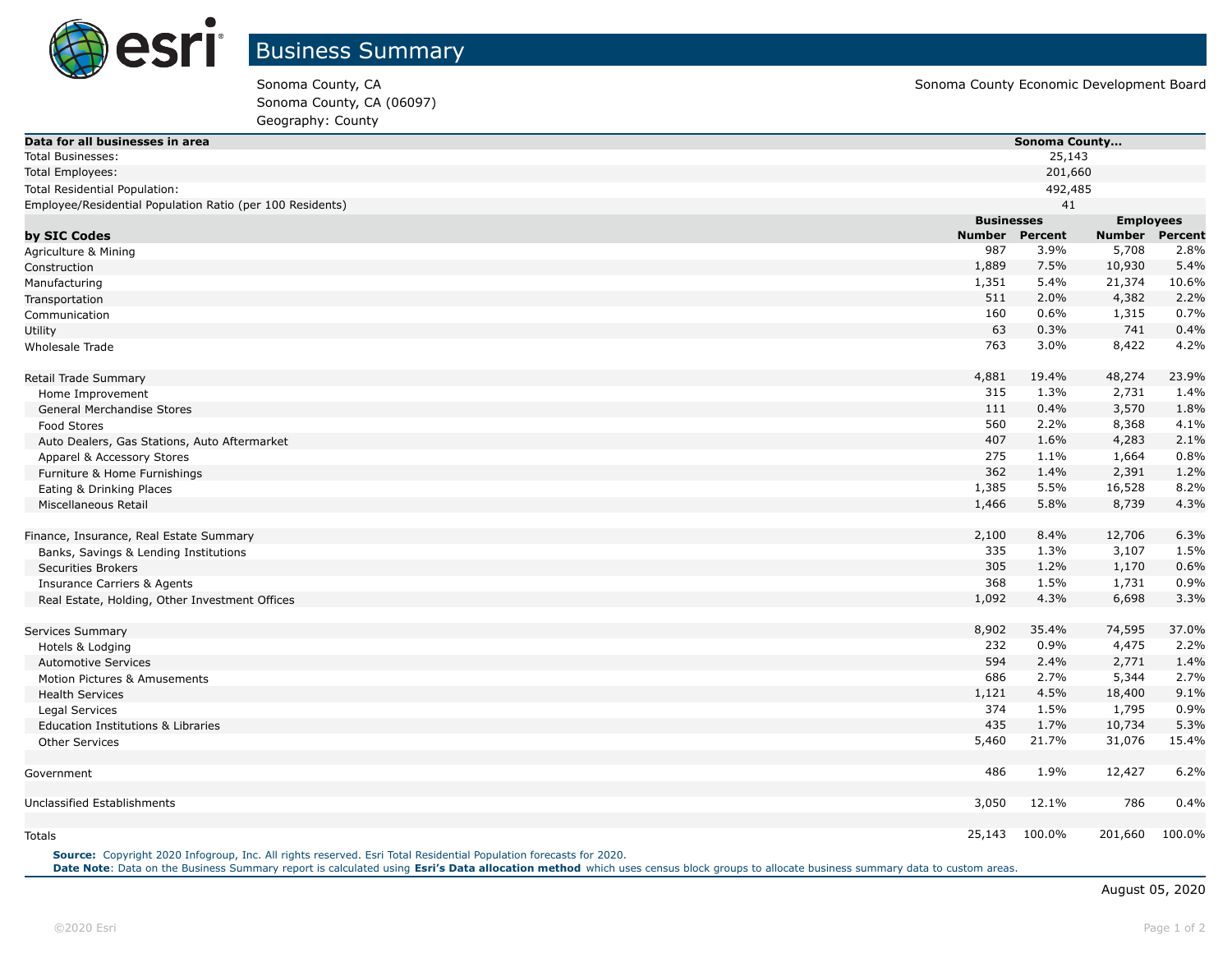# Business Summary

Sonoma County, CA
Sonoma County, CA (06097)
Geography: County

Sonoma County Economic Development Board

| Data for all businesses in area | Sonoma County... |
|---|---|
| Total Businesses: | 25,143 |
| Total Employees: | 201,660 |
| Total Residential Population: | 492,485 |
| Employee/Residential Population Ratio (per 100 Residents) | 41 |

| by SIC Codes | Businesses | | Employees | |
|---|---|---|---|---|
| | Number | Percent | Number | Percent |
| Agriculture & Mining | 987 | 3.9% | 5,708 | 2.8% |
| Construction | 1,889 | 7.5% | 10,930 | 5.4% |
| Manufacturing | 1,351 | 5.4% | 21,374 | 10.6% |
| Transportation | 511 | 2.0% | 4,382 | 2.2% |
| Communication | 160 | 0.6% | 1,315 | 0.7% |
| Utility | 63 | 0.3% | 741 | 0.4% |
| Wholesale Trade | 763 | 3.0% | 8,422 | 4.2% |
| Retail Trade Summary | 4,881 | 19.4% | 48,274 | 23.9% |
| Home Improvement | 315 | 1.3% | 2,731 | 1.4% |
| General Merchandise Stores | 111 | 0.4% | 3,570 | 1.8% |
| Food Stores | 560 | 2.2% | 8,368 | 4.1% |
| Auto Dealers, Gas Stations, Auto Aftermarket | 407 | 1.6% | 4,283 | 2.1% |
| Apparel & Accessory Stores | 275 | 1.1% | 1,664 | 0.8% |
| Furniture & Home Furnishings | 362 | 1.4% | 2,391 | 1.2% |
| Eating & Drinking Places | 1,385 | 5.5% | 16,528 | 8.2% |
| Miscellaneous Retail | 1,466 | 5.8% | 8,739 | 4.3% |
| Finance, Insurance, Real Estate Summary | 2,100 | 8.4% | 12,706 | 6.3% |
| Banks, Savings & Lending Institutions | 335 | 1.3% | 3,107 | 1.5% |
| Securities Brokers | 305 | 1.2% | 1,170 | 0.6% |
| Insurance Carriers & Agents | 368 | 1.5% | 1,731 | 0.9% |
| Real Estate, Holding, Other Investment Offices | 1,092 | 4.3% | 6,698 | 3.3% |
| Services Summary | 8,902 | 35.4% | 74,595 | 37.0% |
| Hotels & Lodging | 232 | 0.9% | 4,475 | 2.2% |
| Automotive Services | 594 | 2.4% | 2,771 | 1.4% |
| Motion Pictures & Amusements | 686 | 2.7% | 5,344 | 2.7% |
| Health Services | 1,121 | 4.5% | 18,400 | 9.1% |
| Legal Services | 374 | 1.5% | 1,795 | 0.9% |
| Education Institutions & Libraries | 435 | 1.7% | 10,734 | 5.3% |
| Other Services | 5,460 | 21.7% | 31,076 | 15.4% |
| Government | 486 | 1.9% | 12,427 | 6.2% |
| Unclassified Establishments | 3,050 | 12.1% | 786 | 0.4% |
| Totals | 25,143 | 100.0% | 201,660 | 100.0% |

**Source:** Copyright 2020 Infogroup, Inc. All rights reserved. Esri Total Residential Population forecasts for 2020.
**Date Note**: Data on the Business Summary report is calculated using **Esri's Data allocation method** which uses census block groups to allocate business summary data to custom areas.

August 05, 2020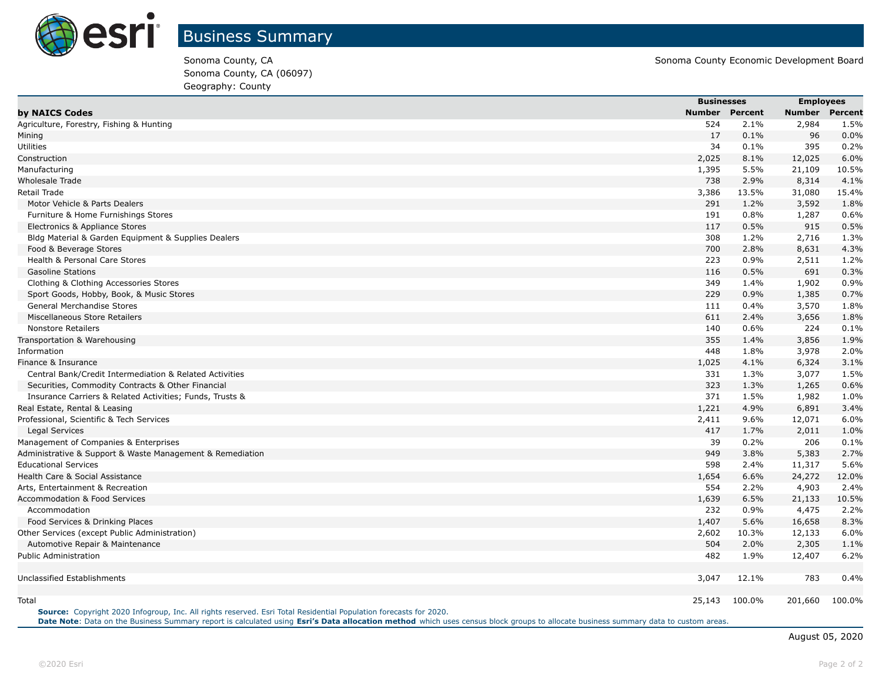# Business Summary

Sonoma County, CA
Sonoma County, CA (06097)
Geography: County

Sonoma County Economic Development Board

| | Businesses | | Employees | |
|---|---|---|---|---|
| by NAICS Codes | Number | Percent | Number | Percent |
| Agriculture, Forestry, Fishing & Hunting | 524 | 2.1% | 2,984 | 1.5% |
| Mining | 17 | 0.1% | 96 | 0.0% |
| Utilities | 34 | 0.1% | 395 | 0.2% |
| Construction | 2,025 | 8.1% | 12,025 | 6.0% |
| Manufacturing | 1,395 | 5.5% | 21,109 | 10.5% |
| Wholesale Trade | 738 | 2.9% | 8,314 | 4.1% |
| Retail Trade | 3,386 | 13.5% | 31,080 | 15.4% |
| Motor Vehicle & Parts Dealers | 291 | 1.2% | 3,592 | 1.8% |
| Furniture & Home Furnishings Stores | 191 | 0.8% | 1,287 | 0.6% |
| Electronics & Appliance Stores | 117 | 0.5% | 915 | 0.5% |
| Bldg Material & Garden Equipment & Supplies Dealers | 308 | 1.2% | 2,716 | 1.3% |
| Food & Beverage Stores | 700 | 2.8% | 8,631 | 4.3% |
| Health & Personal Care Stores | 223 | 0.9% | 2,511 | 1.2% |
| Gasoline Stations | 116 | 0.5% | 691 | 0.3% |
| Clothing & Clothing Accessories Stores | 349 | 1.4% | 1,902 | 0.9% |
| Sport Goods, Hobby, Book, & Music Stores | 229 | 0.9% | 1,385 | 0.7% |
| General Merchandise Stores | 111 | 0.4% | 3,570 | 1.8% |
| Miscellaneous Store Retailers | 611 | 2.4% | 3,656 | 1.8% |
| Nonstore Retailers | 140 | 0.6% | 224 | 0.1% |
| Transportation & Warehousing | 355 | 1.4% | 3,856 | 1.9% |
| Information | 448 | 1.8% | 3,978 | 2.0% |
| Finance & Insurance | 1,025 | 4.1% | 6,324 | 3.1% |
| Central Bank/Credit Intermediation & Related Activities | 331 | 1.3% | 3,077 | 1.5% |
| Securities, Commodity Contracts & Other Financial | 323 | 1.3% | 1,265 | 0.6% |
| Insurance Carriers & Related Activities; Funds, Trusts & | 371 | 1.5% | 1,982 | 1.0% |
| Real Estate, Rental & Leasing | 1,221 | 4.9% | 6,891 | 3.4% |
| Professional, Scientific & Tech Services | 2,411 | 9.6% | 12,071 | 6.0% |
| Legal Services | 417 | 1.7% | 2,011 | 1.0% |
| Management of Companies & Enterprises | 39 | 0.2% | 206 | 0.1% |
| Administrative & Support & Waste Management & Remediation | 949 | 3.8% | 5,383 | 2.7% |
| Educational Services | 598 | 2.4% | 11,317 | 5.6% |
| Health Care & Social Assistance | 1,654 | 6.6% | 24,272 | 12.0% |
| Arts, Entertainment & Recreation | 554 | 2.2% | 4,903 | 2.4% |
| Accommodation & Food Services | 1,639 | 6.5% | 21,133 | 10.5% |
| Accommodation | 232 | 0.9% | 4,475 | 2.2% |
| Food Services & Drinking Places | 1,407 | 5.6% | 16,658 | 8.3% |
| Other Services (except Public Administration) | 2,602 | 10.3% | 12,133 | 6.0% |
| Automotive Repair & Maintenance | 504 | 2.0% | 2,305 | 1.1% |
| Public Administration | 482 | 1.9% | 12,407 | 6.2% |
| | | | | |
| Unclassified Establishments | 3,047 | 12.1% | 783 | 0.4% |
| | | | | |
| Total | 25,143 | 100.0% | 201,660 | 100.0% |

**Source:** Copyright 2020 Infogroup, Inc. All rights reserved. Esri Total Residential Population forecasts for 2020.
**Date Note**: Data on the Business Summary report is calculated using **Esri's Data allocation method** which uses census block groups to allocate business summary data to custom areas.

August 05, 2020